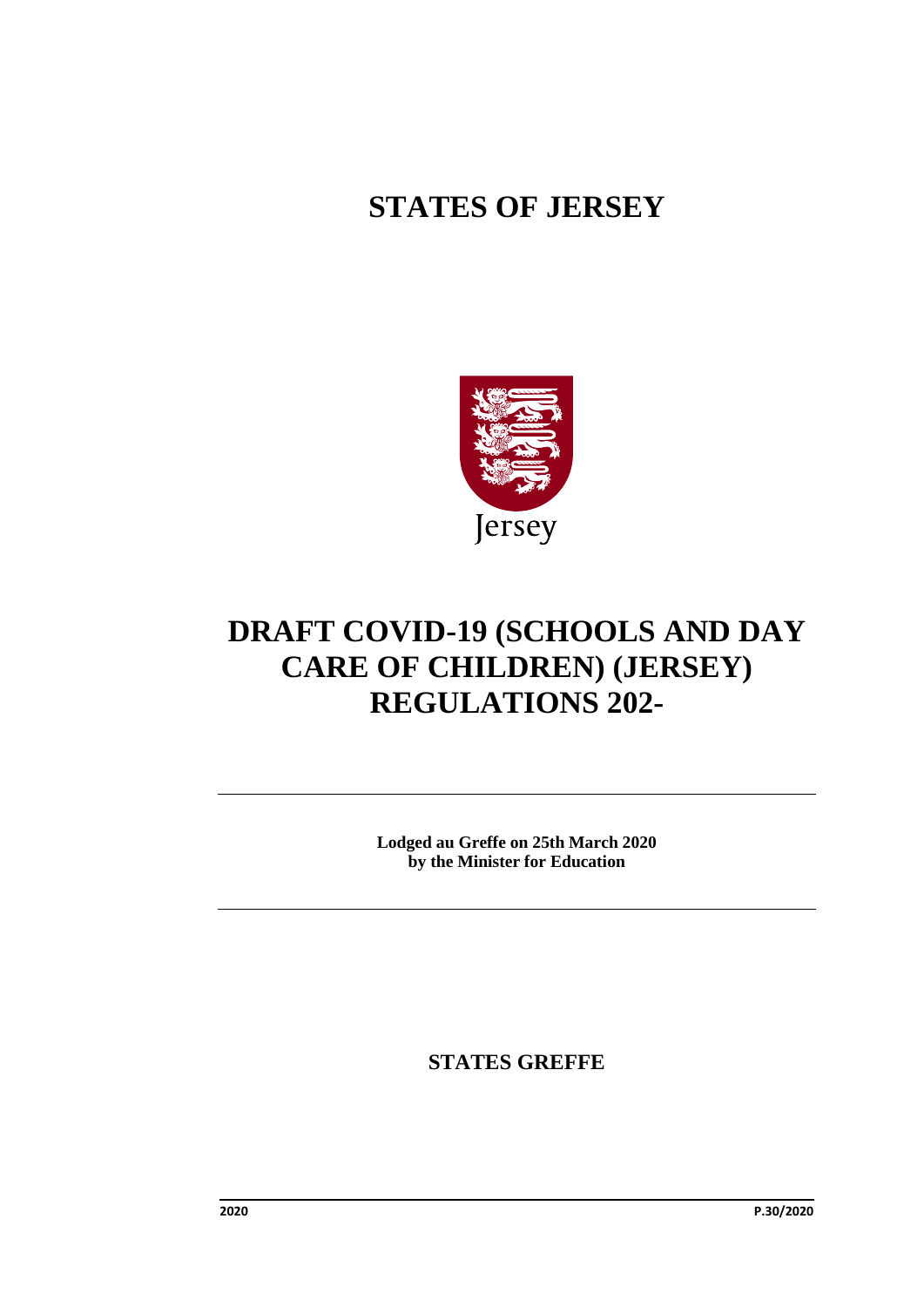# STATES OF JERSEY

Jersey

# DRAFT COVID-19 (SCHOOLS AND DAY CARE OF CHILDREN) (JERSEY) REGULATIONS 202-

---

**Lodged au Greffe on 25th March 2020**
**by the Minister for Education**

---

**STATES GREFFE**

2020 P.30/2020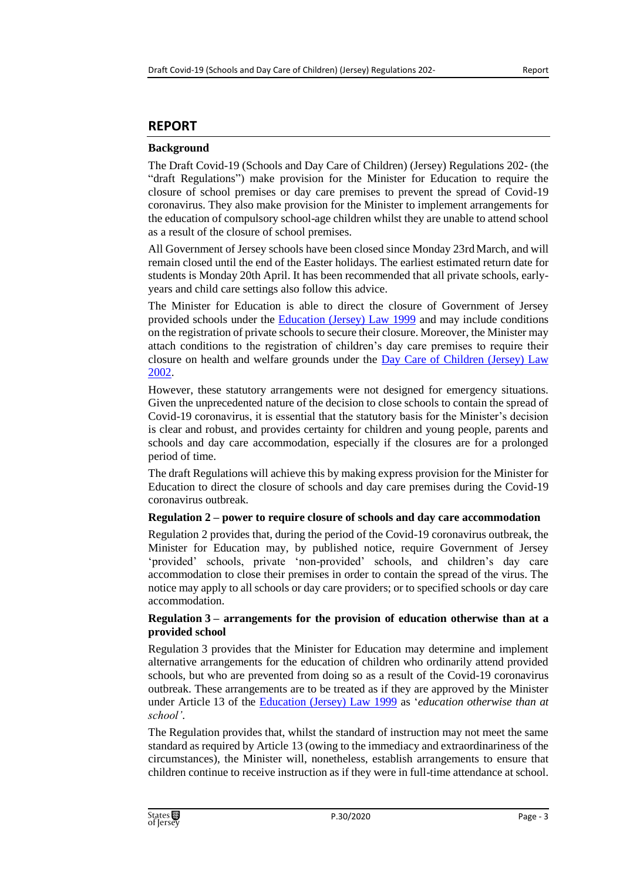## REPORT

**Background**

The Draft Covid-19 (Schools and Day Care of Children) (Jersey) Regulations 202- (the "draft Regulations") make provision for the Minister for Education to require the closure of school premises or day care premises to prevent the spread of Covid-19 coronavirus. They also make provision for the Minister to implement arrangements for the education of compulsory school-age children whilst they are unable to attend school as a result of the closure of school premises.

All Government of Jersey schools have been closed since Monday 23rd March, and will remain closed until the end of the Easter holidays. The earliest estimated return date for students is Monday 20th April. It has been recommended that all private schools, early-years and child care settings also follow this advice.

The Minister for Education is able to direct the closure of Government of Jersey provided schools under the Education (Jersey) Law 1999 and may include conditions on the registration of private schools to secure their closure. Moreover, the Minister may attach conditions to the registration of children's day care premises to require their closure on health and welfare grounds under the Day Care of Children (Jersey) Law 2002.

However, these statutory arrangements were not designed for emergency situations. Given the unprecedented nature of the decision to close schools to contain the spread of Covid-19 coronavirus, it is essential that the statutory basis for the Minister's decision is clear and robust, and provides certainty for children and young people, parents and schools and day care accommodation, especially if the closures are for a prolonged period of time.

The draft Regulations will achieve this by making express provision for the Minister for Education to direct the closure of schools and day care premises during the Covid-19 coronavirus outbreak.

**Regulation 2 – power to require closure of schools and day care accommodation**

Regulation 2 provides that, during the period of the Covid-19 coronavirus outbreak, the Minister for Education may, by published notice, require Government of Jersey 'provided' schools, private 'non-provided' schools, and children's day care accommodation to close their premises in order to contain the spread of the virus. The notice may apply to all schools or day care providers; or to specified schools or day care accommodation.

**Regulation 3 – arrangements for the provision of education otherwise than at a provided school**

Regulation 3 provides that the Minister for Education may determine and implement alternative arrangements for the education of children who ordinarily attend provided schools, but who are prevented from doing so as a result of the Covid-19 coronavirus outbreak. These arrangements are to be treated as if they are approved by the Minister under Article 13 of the Education (Jersey) Law 1999 as '*education otherwise than at school'*.

The Regulation provides that, whilst the standard of instruction may not meet the same standard as required by Article 13 (owing to the immediacy and extraordinariness of the circumstances), the Minister will, nonetheless, establish arrangements to ensure that children continue to receive instruction as if they were in full-time attendance at school.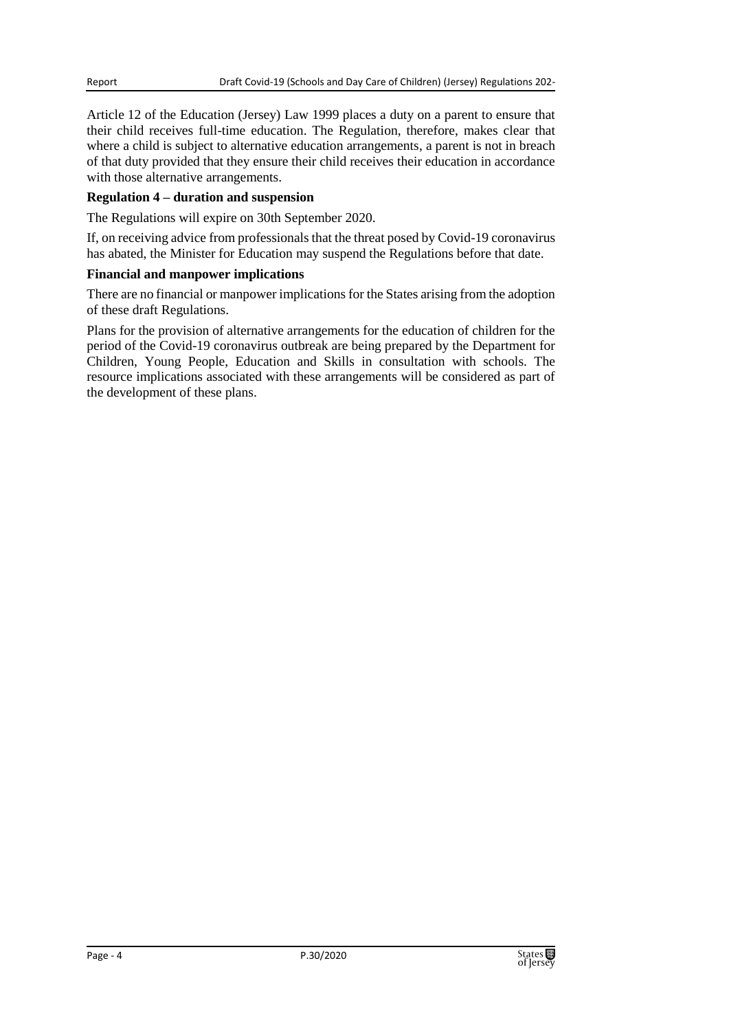Article 12 of the Education (Jersey) Law 1999 places a duty on a parent to ensure that their child receives full-time education. The Regulation, therefore, makes clear that where a child is subject to alternative education arrangements, a parent is not in breach of that duty provided that they ensure their child receives their education in accordance with those alternative arrangements.

**Regulation 4 – duration and suspension**

The Regulations will expire on 30th September 2020.

If, on receiving advice from professionals that the threat posed by Covid-19 coronavirus has abated, the Minister for Education may suspend the Regulations before that date.

**Financial and manpower implications**

There are no financial or manpower implications for the States arising from the adoption of these draft Regulations.

Plans for the provision of alternative arrangements for the education of children for the period of the Covid-19 coronavirus outbreak are being prepared by the Department for Children, Young People, Education and Skills in consultation with schools. The resource implications associated with these arrangements will be considered as part of the development of these plans.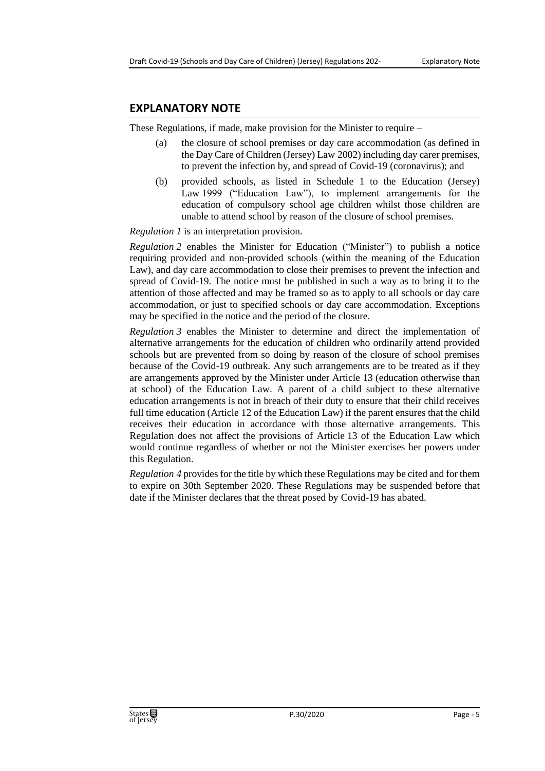## EXPLANATORY NOTE

These Regulations, if made, make provision for the Minister to require –

(a) the closure of school premises or day care accommodation (as defined in the Day Care of Children (Jersey) Law 2002) including day carer premises, to prevent the infection by, and spread of Covid-19 (coronavirus); and

(b) provided schools, as listed in Schedule 1 to the Education (Jersey) Law 1999 ("Education Law"), to implement arrangements for the education of compulsory school age children whilst those children are unable to attend school by reason of the closure of school premises.

*Regulation 1* is an interpretation provision.

*Regulation 2* enables the Minister for Education ("Minister") to publish a notice requiring provided and non-provided schools (within the meaning of the Education Law), and day care accommodation to close their premises to prevent the infection and spread of Covid-19. The notice must be published in such a way as to bring it to the attention of those affected and may be framed so as to apply to all schools or day care accommodation, or just to specified schools or day care accommodation. Exceptions may be specified in the notice and the period of the closure.

*Regulation 3* enables the Minister to determine and direct the implementation of alternative arrangements for the education of children who ordinarily attend provided schools but are prevented from so doing by reason of the closure of school premises because of the Covid-19 outbreak. Any such arrangements are to be treated as if they are arrangements approved by the Minister under Article 13 (education otherwise than at school) of the Education Law. A parent of a child subject to these alternative education arrangements is not in breach of their duty to ensure that their child receives full time education (Article 12 of the Education Law) if the parent ensures that the child receives their education in accordance with those alternative arrangements. This Regulation does not affect the provisions of Article 13 of the Education Law which would continue regardless of whether or not the Minister exercises her powers under this Regulation.

*Regulation 4* provides for the title by which these Regulations may be cited and for them to expire on 30th September 2020. These Regulations may be suspended before that date if the Minister declares that the threat posed by Covid-19 has abated.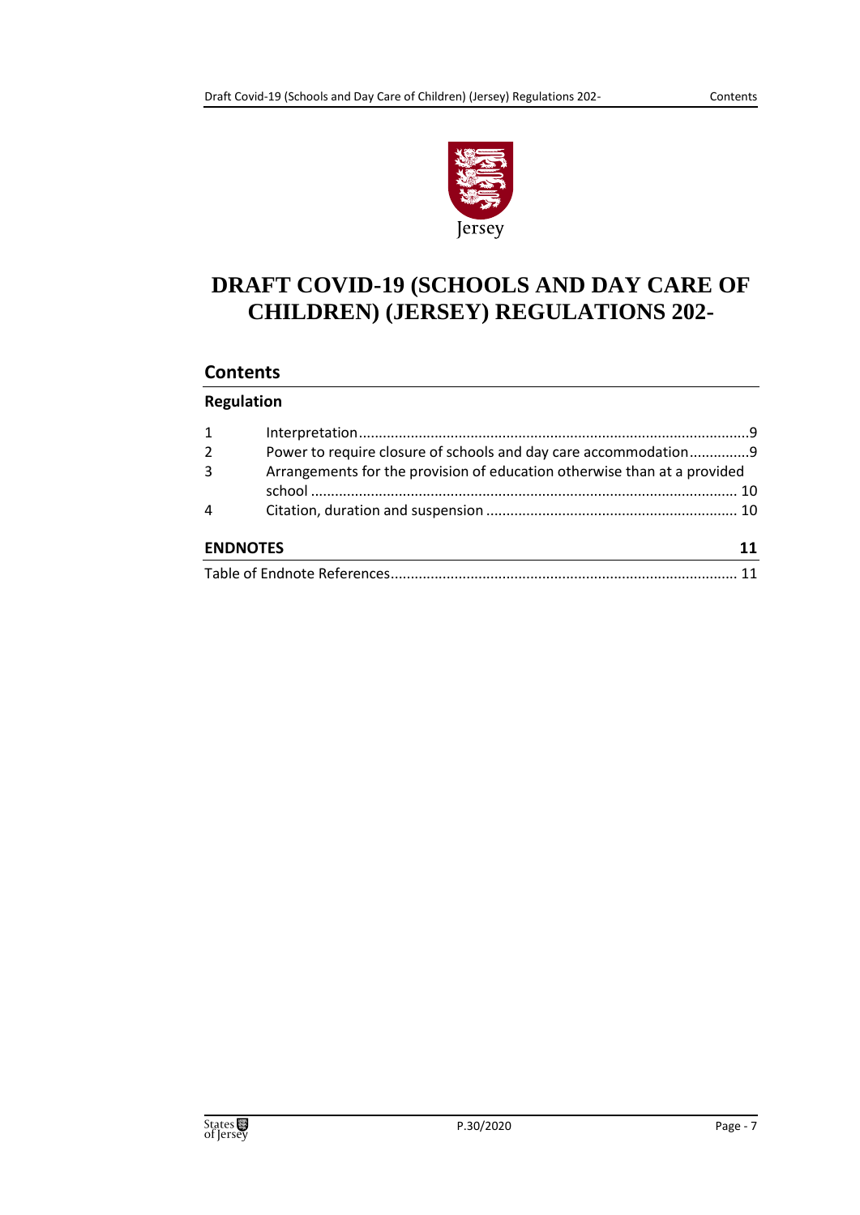# DRAFT COVID-19 (SCHOOLS AND DAY CARE OF CHILDREN) (JERSEY) REGULATIONS 202-

## Contents

### Regulation

| | | |
|---|---|---|
| 1 | Interpretation | 9 |
| 2 | Power to require closure of schools and day care accommodation | 9 |
| 3 | Arrangements for the provision of education otherwise than at a provided school | 10 |
| 4 | Citation, duration and suspension | 10 |

### ENDNOTES 11

Table of Endnote References 11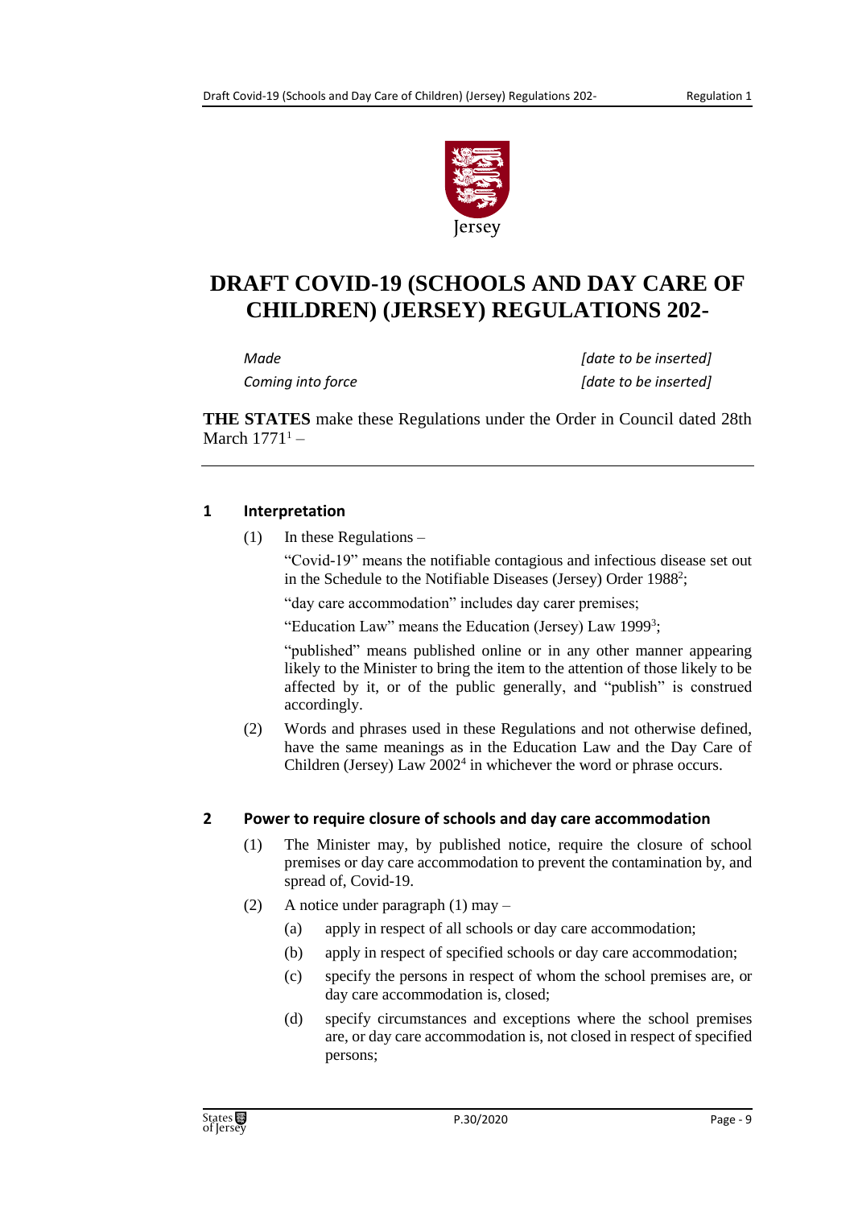# DRAFT COVID-19 (SCHOOLS AND DAY CARE OF CHILDREN) (JERSEY) REGULATIONS 202-

| | |
|---|---|
| *Made* | *[date to be inserted]* |
| *Coming into force* | *[date to be inserted]* |

**THE STATES** make these Regulations under the Order in Council dated 28th March 1771[1] –

### 1 Interpretation

(1) In these Regulations –

"Covid-19" means the notifiable contagious and infectious disease set out in the Schedule to the Notifiable Diseases (Jersey) Order 1988[2];

"day care accommodation" includes day carer premises;

"Education Law" means the Education (Jersey) Law 1999[3];

"published" means published online or in any other manner appearing likely to the Minister to bring the item to the attention of those likely to be affected by it, or of the public generally, and "publish" is construed accordingly.

(2) Words and phrases used in these Regulations and not otherwise defined, have the same meanings as in the Education Law and the Day Care of Children (Jersey) Law 2002[4] in whichever the word or phrase occurs.

### 2 Power to require closure of schools and day care accommodation

(1) The Minister may, by published notice, require the closure of school premises or day care accommodation to prevent the contamination by, and spread of, Covid-19.

(2) A notice under paragraph (1) may –

(a) apply in respect of all schools or day care accommodation;

(b) apply in respect of specified schools or day care accommodation;

(c) specify the persons in respect of whom the school premises are, or day care accommodation is, closed;

(d) specify circumstances and exceptions where the school premises are, or day care accommodation is, not closed in respect of specified persons;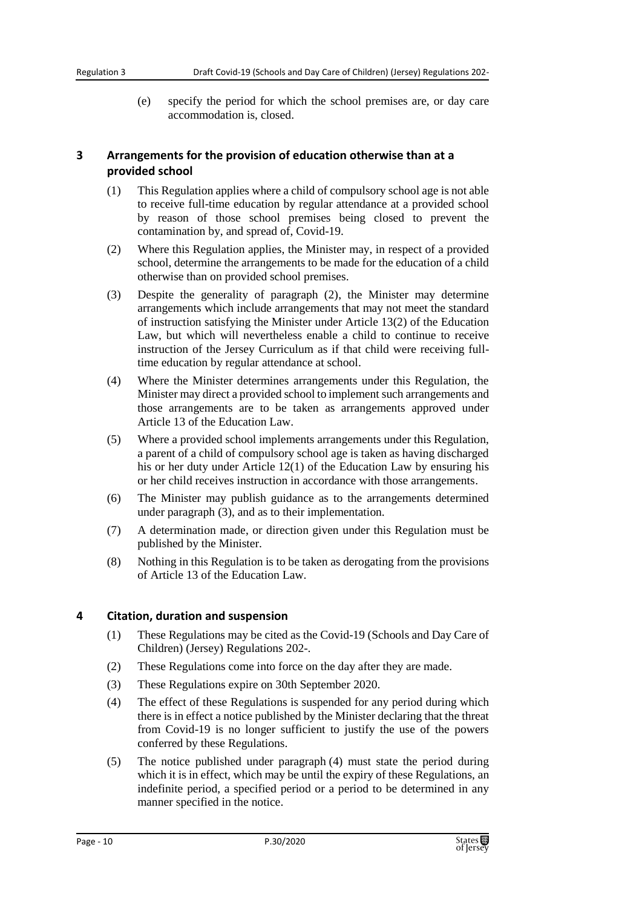(e) specify the period for which the school premises are, or day care accommodation is, closed.

## 3 Arrangements for the provision of education otherwise than at a provided school

(1) This Regulation applies where a child of compulsory school age is not able to receive full-time education by regular attendance at a provided school by reason of those school premises being closed to prevent the contamination by, and spread of, Covid-19.

(2) Where this Regulation applies, the Minister may, in respect of a provided school, determine the arrangements to be made for the education of a child otherwise than on provided school premises.

(3) Despite the generality of paragraph (2), the Minister may determine arrangements which include arrangements that may not meet the standard of instruction satisfying the Minister under Article 13(2) of the Education Law, but which will nevertheless enable a child to continue to receive instruction of the Jersey Curriculum as if that child were receiving full-time education by regular attendance at school.

(4) Where the Minister determines arrangements under this Regulation, the Minister may direct a provided school to implement such arrangements and those arrangements are to be taken as arrangements approved under Article 13 of the Education Law.

(5) Where a provided school implements arrangements under this Regulation, a parent of a child of compulsory school age is taken as having discharged his or her duty under Article 12(1) of the Education Law by ensuring his or her child receives instruction in accordance with those arrangements.

(6) The Minister may publish guidance as to the arrangements determined under paragraph (3), and as to their implementation.

(7) A determination made, or direction given under this Regulation must be published by the Minister.

(8) Nothing in this Regulation is to be taken as derogating from the provisions of Article 13 of the Education Law.

## 4 Citation, duration and suspension

(1) These Regulations may be cited as the Covid-19 (Schools and Day Care of Children) (Jersey) Regulations 202-.

(2) These Regulations come into force on the day after they are made.

(3) These Regulations expire on 30th September 2020.

(4) The effect of these Regulations is suspended for any period during which there is in effect a notice published by the Minister declaring that the threat from Covid-19 is no longer sufficient to justify the use of the powers conferred by these Regulations.

(5) The notice published under paragraph (4) must state the period during which it is in effect, which may be until the expiry of these Regulations, an indefinite period, a specified period or a period to be determined in any manner specified in the notice.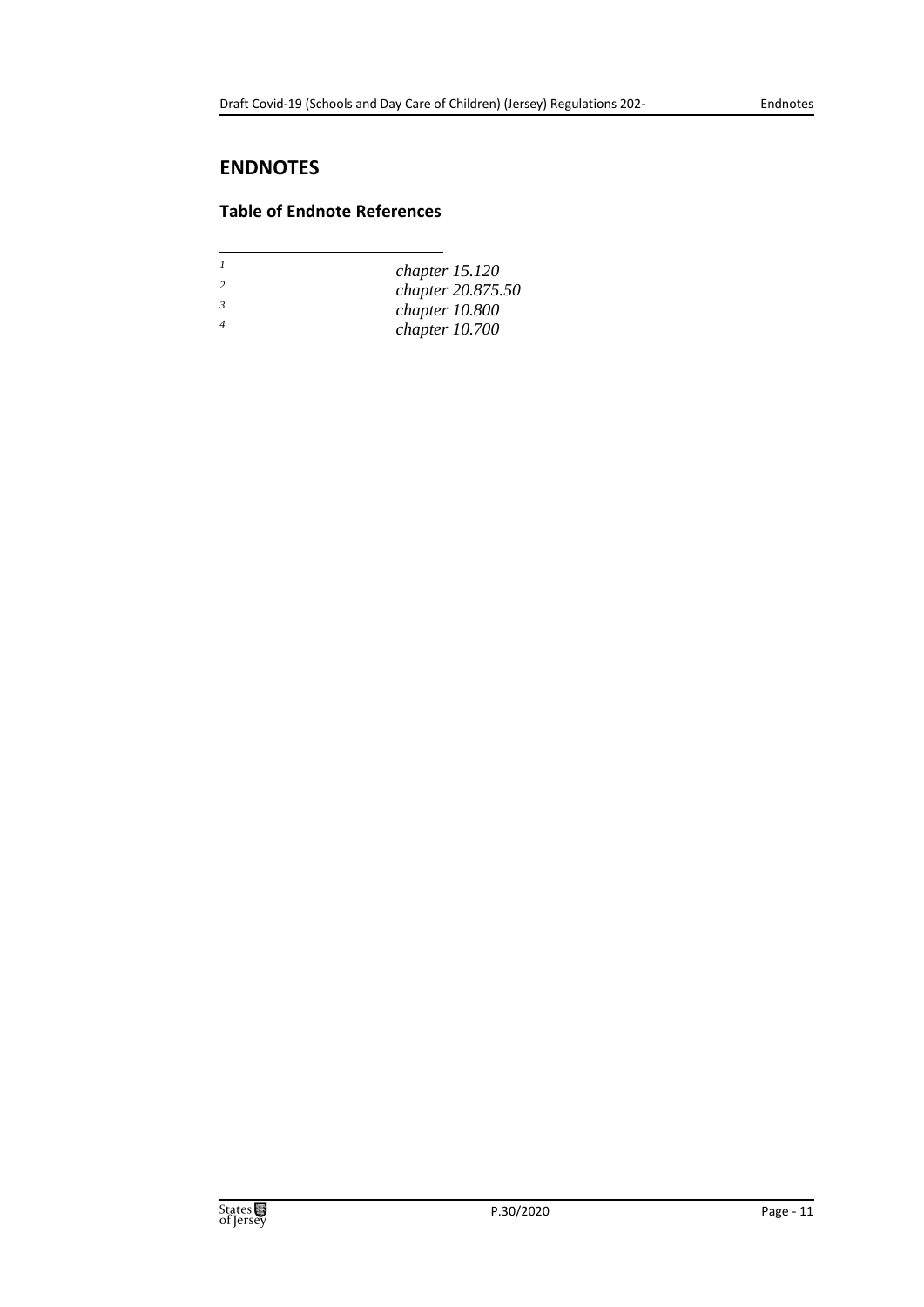## ENDNOTES

### Table of Endnote References

[1] *chapter 15.120*

[2] *chapter 20.875.50*

[3] *chapter 10.800*

[4] *chapter 10.700*